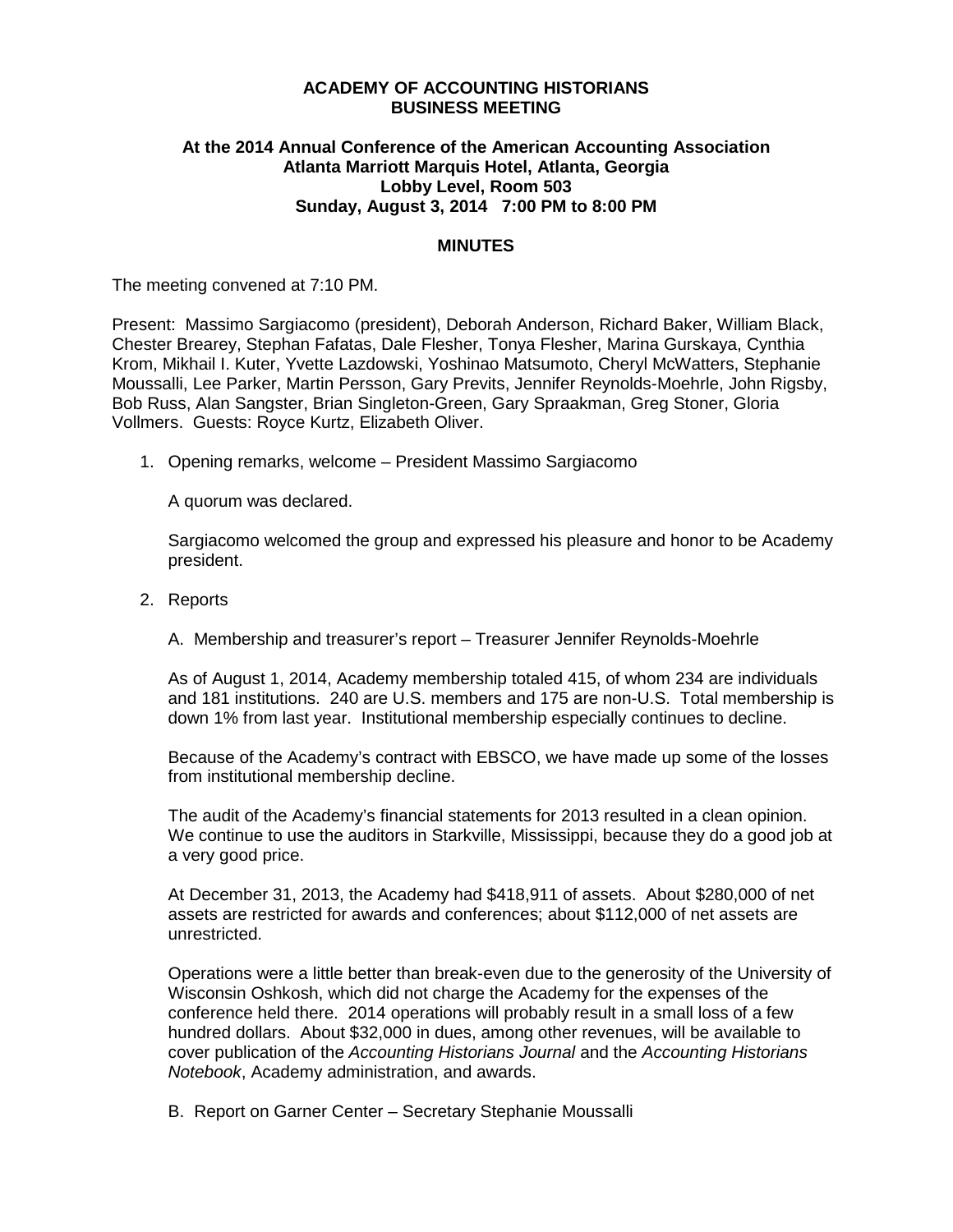**ACADEMY OF ACCOUNTING HISTORIANS**
**BUSINESS MEETING**

**At the 2014 Annual Conference of the American Accounting Association**
**Atlanta Marriott Marquis Hotel, Atlanta, Georgia**
**Lobby Level, Room 503**
**Sunday, August 3, 2014 7:00 PM to 8:00 PM**

**MINUTES**

The meeting convened at 7:10 PM.

Present: Massimo Sargiacomo (president), Deborah Anderson, Richard Baker, William Black, Chester Brearey, Stephan Fafatas, Dale Flesher, Tonya Flesher, Marina Gurskaya, Cynthia Krom, Mikhail I. Kuter, Yvette Lazdowski, Yoshinao Matsumoto, Cheryl McWatters, Stephanie Moussalli, Lee Parker, Martin Persson, Gary Previts, Jennifer Reynolds-Moehrle, John Rigsby, Bob Russ, Alan Sangster, Brian Singleton-Green, Gary Spraakman, Greg Stoner, Gloria Vollmers. Guests: Royce Kurtz, Elizabeth Oliver.

1. Opening remarks, welcome – President Massimo Sargiacomo

   A quorum was declared.

   Sargiacomo welcomed the group and expressed his pleasure and honor to be Academy president.

2. Reports

   A. Membership and treasurer's report – Treasurer Jennifer Reynolds-Moehrle

   As of August 1, 2014, Academy membership totaled 415, of whom 234 are individuals and 181 institutions. 240 are U.S. members and 175 are non-U.S. Total membership is down 1% from last year. Institutional membership especially continues to decline.

   Because of the Academy's contract with EBSCO, we have made up some of the losses from institutional membership decline.

   The audit of the Academy's financial statements for 2013 resulted in a clean opinion. We continue to use the auditors in Starkville, Mississippi, because they do a good job at a very good price.

   At December 31, 2013, the Academy had $418,911 of assets. About $280,000 of net assets are restricted for awards and conferences; about $112,000 of net assets are unrestricted.

   Operations were a little better than break-even due to the generosity of the University of Wisconsin Oshkosh, which did not charge the Academy for the expenses of the conference held there. 2014 operations will probably result in a small loss of a few hundred dollars. About $32,000 in dues, among other revenues, will be available to cover publication of the *Accounting Historians Journal* and the *Accounting Historians Notebook*, Academy administration, and awards.

   B. Report on Garner Center – Secretary Stephanie Moussalli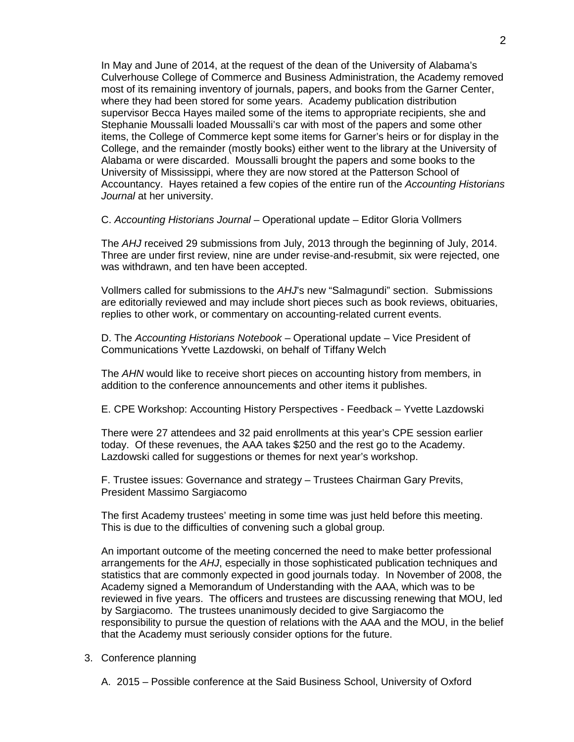In May and June of 2014, at the request of the dean of the University of Alabama's Culverhouse College of Commerce and Business Administration, the Academy removed most of its remaining inventory of journals, papers, and books from the Garner Center, where they had been stored for some years. Academy publication distribution supervisor Becca Hayes mailed some of the items to appropriate recipients, she and Stephanie Moussalli loaded Moussalli's car with most of the papers and some other items, the College of Commerce kept some items for Garner's heirs or for display in the College, and the remainder (mostly books) either went to the library at the University of Alabama or were discarded. Moussalli brought the papers and some books to the University of Mississippi, where they are now stored at the Patterson School of Accountancy. Hayes retained a few copies of the entire run of the *Accounting Historians Journal* at her university.

C. *Accounting Historians Journal* – Operational update – Editor Gloria Vollmers

The *AHJ* received 29 submissions from July, 2013 through the beginning of July, 2014. Three are under first review, nine are under revise-and-resubmit, six were rejected, one was withdrawn, and ten have been accepted.

Vollmers called for submissions to the *AHJ*'s new "Salmagundi" section. Submissions are editorially reviewed and may include short pieces such as book reviews, obituaries, replies to other work, or commentary on accounting-related current events.

D. The *Accounting Historians Notebook* – Operational update – Vice President of Communications Yvette Lazdowski, on behalf of Tiffany Welch

The *AHN* would like to receive short pieces on accounting history from members, in addition to the conference announcements and other items it publishes.

E. CPE Workshop: Accounting History Perspectives - Feedback – Yvette Lazdowski

There were 27 attendees and 32 paid enrollments at this year's CPE session earlier today. Of these revenues, the AAA takes $250 and the rest go to the Academy. Lazdowski called for suggestions or themes for next year's workshop.

F. Trustee issues: Governance and strategy – Trustees Chairman Gary Previts, President Massimo Sargiacomo

The first Academy trustees' meeting in some time was just held before this meeting. This is due to the difficulties of convening such a global group.

An important outcome of the meeting concerned the need to make better professional arrangements for the *AHJ*, especially in those sophisticated publication techniques and statistics that are commonly expected in good journals today. In November of 2008, the Academy signed a Memorandum of Understanding with the AAA, which was to be reviewed in five years. The officers and trustees are discussing renewing that MOU, led by Sargiacomo. The trustees unanimously decided to give Sargiacomo the responsibility to pursue the question of relations with the AAA and the MOU, in the belief that the Academy must seriously consider options for the future.

3. Conference planning

   A. 2015 – Possible conference at the Said Business School, University of Oxford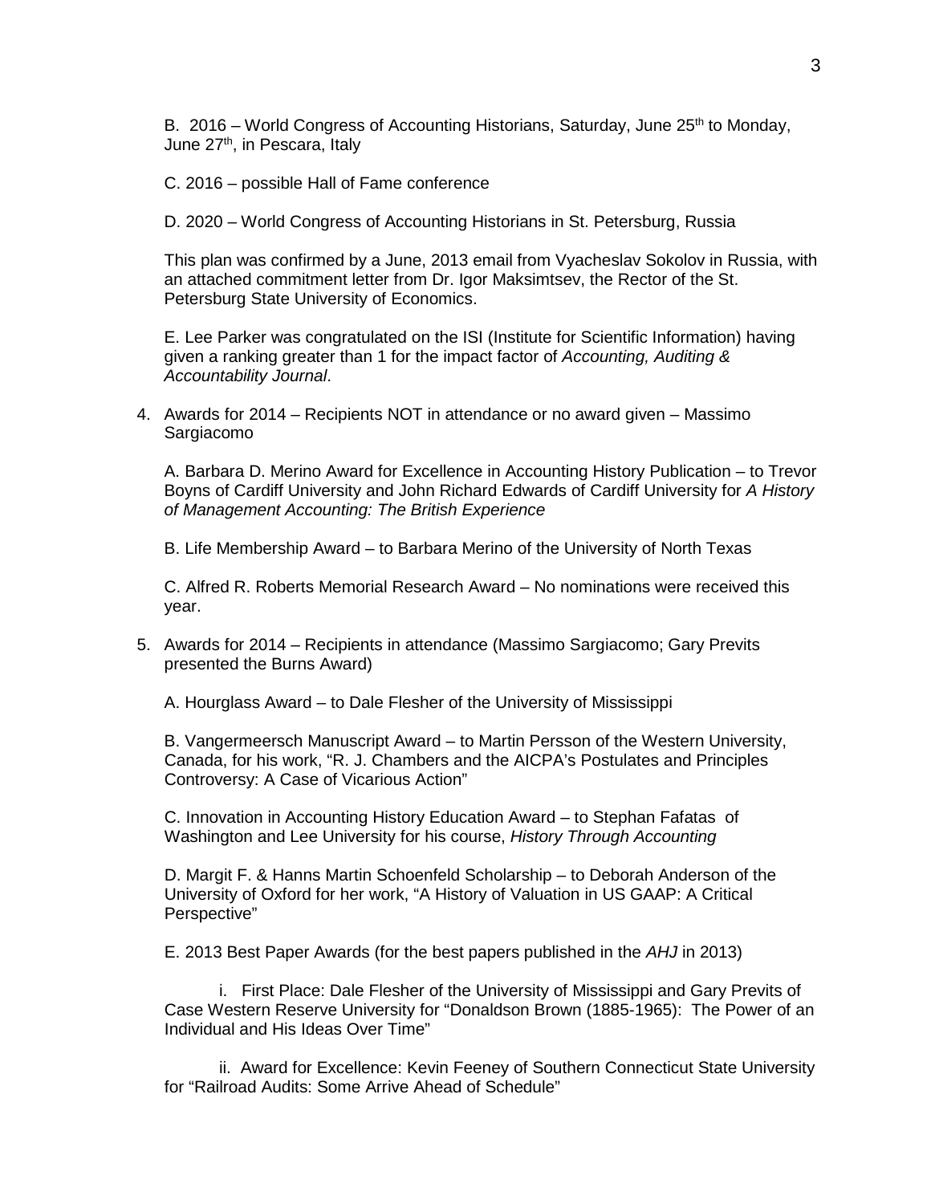B. 2016 – World Congress of Accounting Historians, Saturday, June 25th to Monday, June 27th, in Pescara, Italy

C. 2016 – possible Hall of Fame conference

D. 2020 – World Congress of Accounting Historians in St. Petersburg, Russia

This plan was confirmed by a June, 2013 email from Vyacheslav Sokolov in Russia, with an attached commitment letter from Dr. Igor Maksimtsev, the Rector of the St. Petersburg State University of Economics.

E. Lee Parker was congratulated on the ISI (Institute for Scientific Information) having given a ranking greater than 1 for the impact factor of *Accounting, Auditing & Accountability Journal*.

4. Awards for 2014 – Recipients NOT in attendance or no award given – Massimo Sargiacomo

   A. Barbara D. Merino Award for Excellence in Accounting History Publication – to Trevor Boyns of Cardiff University and John Richard Edwards of Cardiff University for *A History of Management Accounting: The British Experience*

   B. Life Membership Award – to Barbara Merino of the University of North Texas

   C. Alfred R. Roberts Memorial Research Award – No nominations were received this year.

5. Awards for 2014 – Recipients in attendance (Massimo Sargiacomo; Gary Previts presented the Burns Award)

   A. Hourglass Award – to Dale Flesher of the University of Mississippi

   B. Vangermeersch Manuscript Award – to Martin Persson of the Western University, Canada, for his work, "R. J. Chambers and the AICPA's Postulates and Principles Controversy: A Case of Vicarious Action"

   C. Innovation in Accounting History Education Award – to Stephan Fafatas of Washington and Lee University for his course, *History Through Accounting*

   D. Margit F. & Hanns Martin Schoenfeld Scholarship – to Deborah Anderson of the University of Oxford for her work, "A History of Valuation in US GAAP: A Critical Perspective"

   E. 2013 Best Paper Awards (for the best papers published in the *AHJ* in 2013)

      i. First Place: Dale Flesher of the University of Mississippi and Gary Previts of Case Western Reserve University for "Donaldson Brown (1885-1965): The Power of an Individual and His Ideas Over Time"

      ii. Award for Excellence: Kevin Feeney of Southern Connecticut State University for "Railroad Audits: Some Arrive Ahead of Schedule"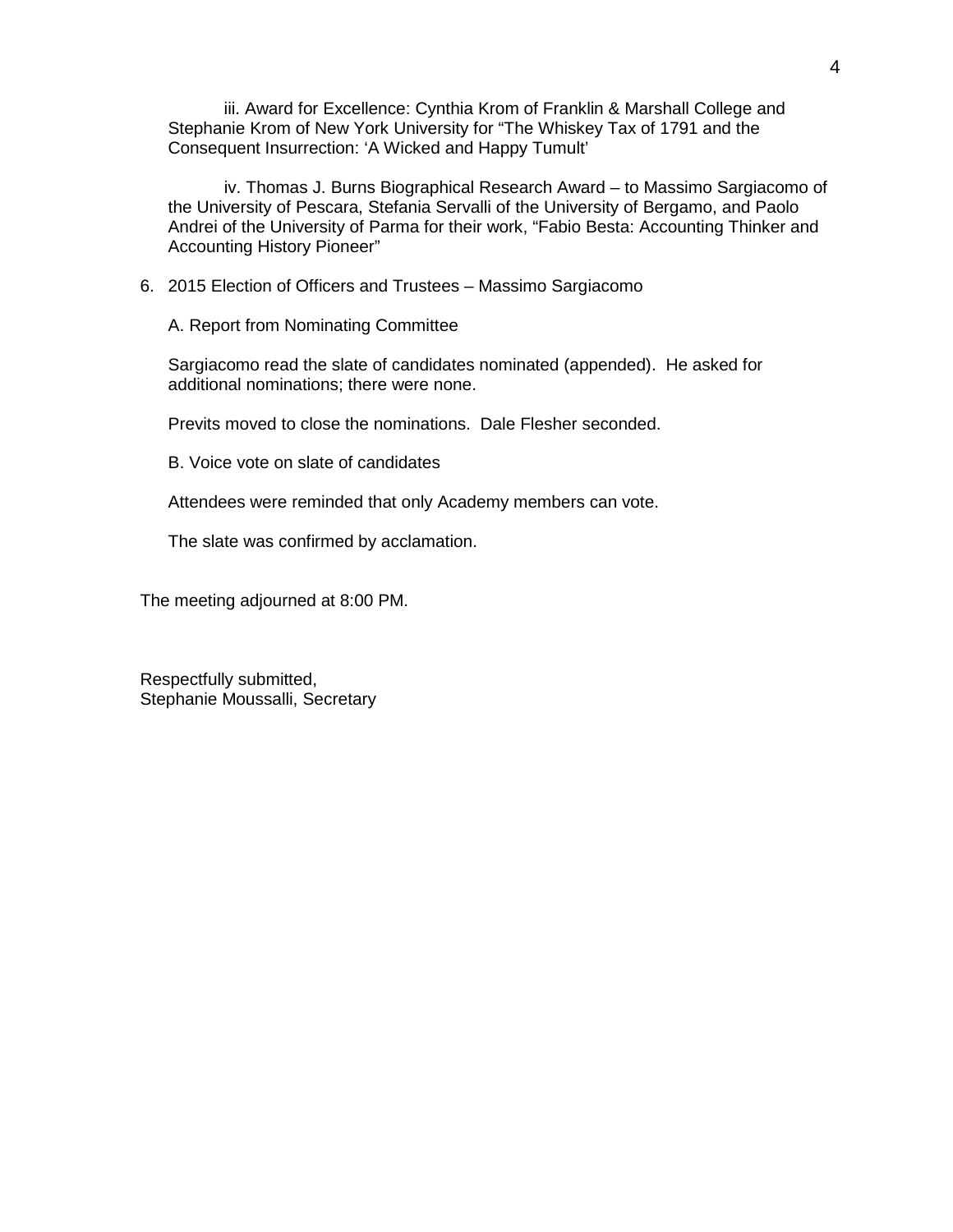iii. Award for Excellence: Cynthia Krom of Franklin & Marshall College and Stephanie Krom of New York University for “The Whiskey Tax of 1791 and the Consequent Insurrection: ‘A Wicked and Happy Tumult’

iv. Thomas J. Burns Biographical Research Award – to Massimo Sargiacomo of the University of Pescara, Stefania Servalli of the University of Bergamo, and Paolo Andrei of the University of Parma for their work, “Fabio Besta: Accounting Thinker and Accounting History Pioneer”

6. 2015 Election of Officers and Trustees – Massimo Sargiacomo

   A. Report from Nominating Committee

   Sargiacomo read the slate of candidates nominated (appended). He asked for additional nominations; there were none.

   Previts moved to close the nominations. Dale Flesher seconded.

   B. Voice vote on slate of candidates

   Attendees were reminded that only Academy members can vote.

   The slate was confirmed by acclamation.

The meeting adjourned at 8:00 PM.

Respectfully submitted,
Stephanie Moussalli, Secretary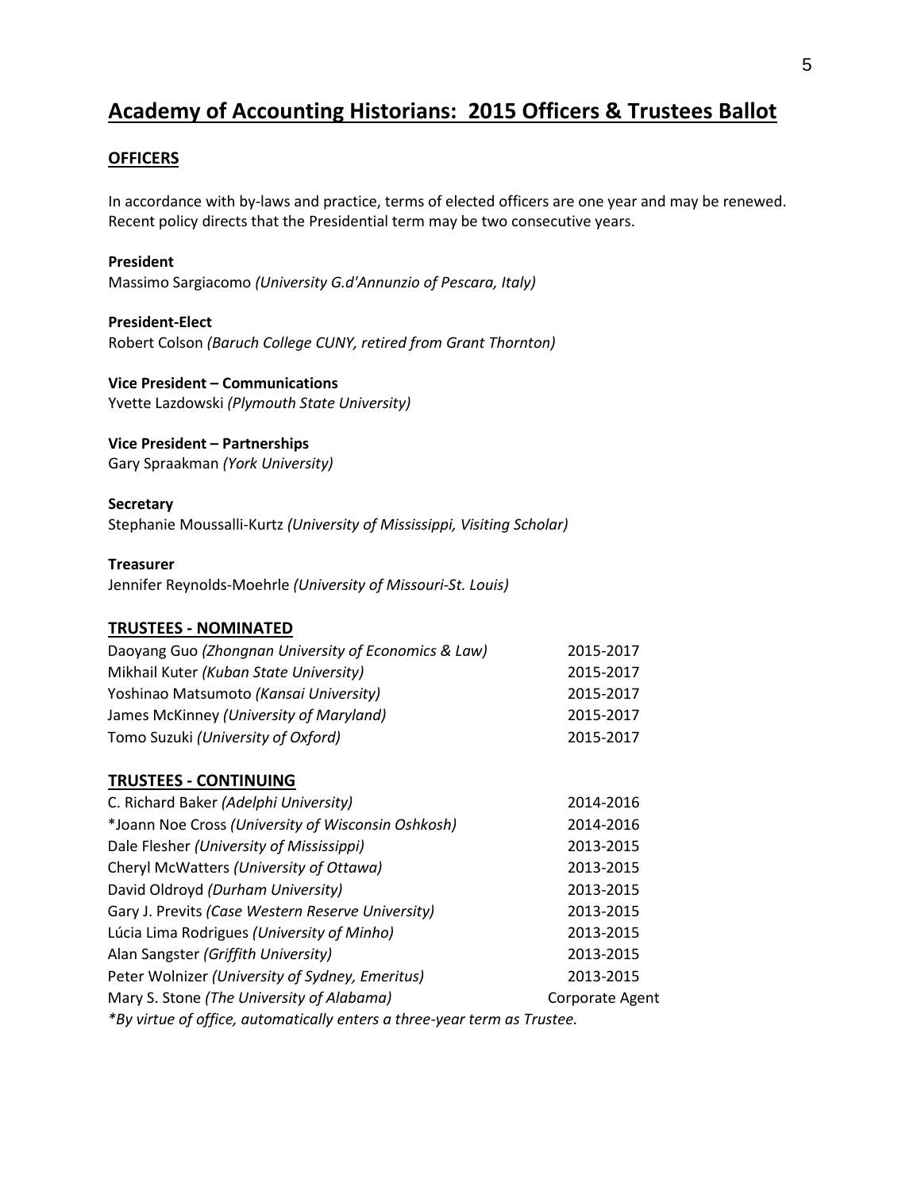# Academy of Accounting Historians: 2015 Officers & Trustees Ballot

## OFFICERS

In accordance with by-laws and practice, terms of elected officers are one year and may be renewed. Recent policy directs that the Presidential term may be two consecutive years.

**President**
Massimo Sargiacomo *(University G.d'Annunzio of Pescara, Italy)*

**President-Elect**
Robert Colson *(Baruch College CUNY, retired from Grant Thornton)*

**Vice President – Communications**
Yvette Lazdowski *(Plymouth State University)*

**Vice President – Partnerships**
Gary Spraakman *(York University)*

**Secretary**
Stephanie Moussalli-Kurtz *(University of Mississippi, Visiting Scholar)*

**Treasurer**
Jennifer Reynolds-Moehrle *(University of Missouri-St. Louis)*

## TRUSTEES - NOMINATED

| | |
|---|---|
| Daoyang Guo *(Zhongnan University of Economics & Law)* | 2015-2017 |
| Mikhail Kuter *(Kuban State University)* | 2015-2017 |
| Yoshinao Matsumoto *(Kansai University)* | 2015-2017 |
| James McKinney *(University of Maryland)* | 2015-2017 |
| Tomo Suzuki *(University of Oxford)* | 2015-2017 |

## TRUSTEES - CONTINUING

| | |
|---|---|
| C. Richard Baker *(Adelphi University)* | 2014-2016 |
| *Joann Noe Cross *(University of Wisconsin Oshkosh)* | 2014-2016 |
| Dale Flesher *(University of Mississippi)* | 2013-2015 |
| Cheryl McWatters *(University of Ottawa)* | 2013-2015 |
| David Oldroyd *(Durham University)* | 2013-2015 |
| Gary J. Previts *(Case Western Reserve University)* | 2013-2015 |
| Lúcia Lima Rodrigues *(University of Minho)* | 2013-2015 |
| Alan Sangster *(Griffith University)* | 2013-2015 |
| Peter Wolnizer *(University of Sydney, Emeritus)* | 2013-2015 |
| Mary S. Stone *(The University of Alabama)* | Corporate Agent |

*\*By virtue of office, automatically enters a three-year term as Trustee.*